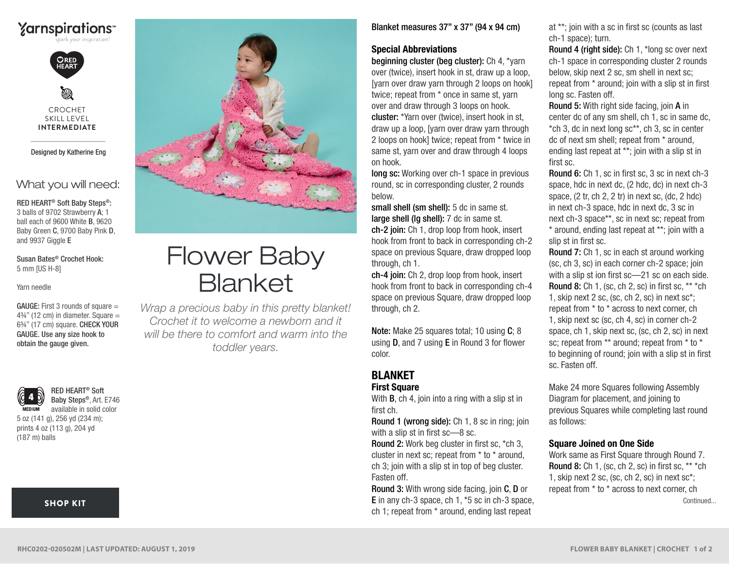Yarnspirations™
spark your inspiration!

RED HEART

CROCHET
SKILL LEVEL
**INTERMEDIATE**

Designed by Katherine Eng

## What you will need:

**RED HEART® Soft Baby Steps®:**
3 balls of 9702 Strawberry **A**; 1 ball each of 9600 White **B**, 9620 Baby Green **C**, 9700 Baby Pink **D**, and 9937 Giggle **E**

**Susan Bates® Crochet Hook:**
5 mm [US H-8]

Yarn needle

**GAUGE:** First 3 rounds of square = 4¾" (12 cm) in diameter. Square = 6¾" (17 cm) square. **CHECK YOUR GAUGE. Use any size hook to obtain the gauge given.**

4 MEDIUM

**RED HEART® Soft Baby Steps®**, Art. E746 available in solid color 5 oz (141 g), 256 yd (234 m); prints 4 oz (113 g), 204 yd (187 m) balls

**SHOP KIT**

# Flower Baby Blanket

*Wrap a precious baby in this pretty blanket! Crochet it to welcome a newborn and it will be there to comfort and warm into the toddler years.*

**Blanket measures 37" x 37" (94 x 94 cm)**

## Special Abbreviations

**beginning cluster (beg cluster):** Ch 4, *yarn over (twice), insert hook in st, draw up a loop, [yarn over draw yarn through 2 loops on hook] twice; repeat from * once in same st, yarn over and draw through 3 loops on hook.

**cluster:** *Yarn over (twice), insert hook in st, draw up a loop, [yarn over draw yarn through 2 loops on hook] twice; repeat from * twice in same st, yarn over and draw through 4 loops on hook.

**long sc:** Working over ch-1 space in previous round, sc in corresponding cluster, 2 rounds below.

**small shell (sm shell):** 5 dc in same st.

**large shell (lg shell):** 7 dc in same st.

**ch-2 join:** Ch 1, drop loop from hook, insert hook from front to back in corresponding ch-2 space on previous Square, draw dropped loop through, ch 1.

**ch-4 join:** Ch 2, drop loop from hook, insert hook from front to back in corresponding ch-4 space on previous Square, draw dropped loop through, ch 2.

**Note:** Make 25 squares total; 10 using **C**; 8 using **D**, and 7 using **E** in Round 3 for flower color.

## BLANKET

### First Square

With **B**, ch 4, join into a ring with a slip st in first ch.

**Round 1 (wrong side):** Ch 1, 8 sc in ring; join with a slip st in first sc—8 sc.

**Round 2:** Work beg cluster in first sc, *ch 3, cluster in next sc; repeat from * to * around, ch 3; join with a slip st in top of beg cluster. Fasten off.

**Round 3:** With wrong side facing, join **C**, **D** or **E** in any ch-3 space, ch 1, *5 sc in ch-3 space, ch 1; repeat from * around, ending last repeat at **; join with a sc in first sc (counts as last ch-1 space); turn.

**Round 4 (right side):** Ch 1, *long sc over next ch-1 space in corresponding cluster 2 rounds below, skip next 2 sc, sm shell in next sc; repeat from * around; join with a slip st in first long sc. Fasten off.

**Round 5:** With right side facing, join **A** in center dc of any sm shell, ch 1, sc in same dc, *ch 3, dc in next long sc**, ch 3, sc in center dc of next sm shell; repeat from * around, ending last repeat at **; join with a slip st in first sc.

**Round 6:** Ch 1, sc in first sc, 3 sc in next ch-3 space, hdc in next dc, (2 hdc, dc) in next ch-3 space, (2 tr, ch 2, 2 tr) in next sc, (dc, 2 hdc) in next ch-3 space, hdc in next dc, 3 sc in next ch-3 space**, sc in next sc; repeat from * around, ending last repeat at **; join with a slip st in first sc.

**Round 7:** Ch 1, sc in each st around working (sc, ch 3, sc) in each corner ch-2 space; join with a slip st ion first sc—21 sc on each side.

**Round 8:** Ch 1, (sc, ch 2, sc) in first sc, ** *ch 1, skip next 2 sc, (sc, ch 2, sc) in next sc*; repeat from * to * across to next corner, ch 1, skip next sc (sc, ch 4, sc) in corner ch-2 space, ch 1, skip next sc, (sc, ch 2, sc) in next sc; repeat from ** around; repeat from * to * to beginning of round; join with a slip st in first sc. Fasten off.

Make 24 more Squares following Assembly Diagram for placement, and joining to previous Squares while completing last round as follows:

### Square Joined on One Side

Work same as First Square through Round 7.

**Round 8:** Ch 1, (sc, ch 2, sc) in first sc, ** *ch 1, skip next 2 sc, (sc, ch 2, sc) in next sc*; repeat from * to * across to next corner, ch

Continued...

RHC0202-020502M | LAST UPDATED: AUGUST 1, 2019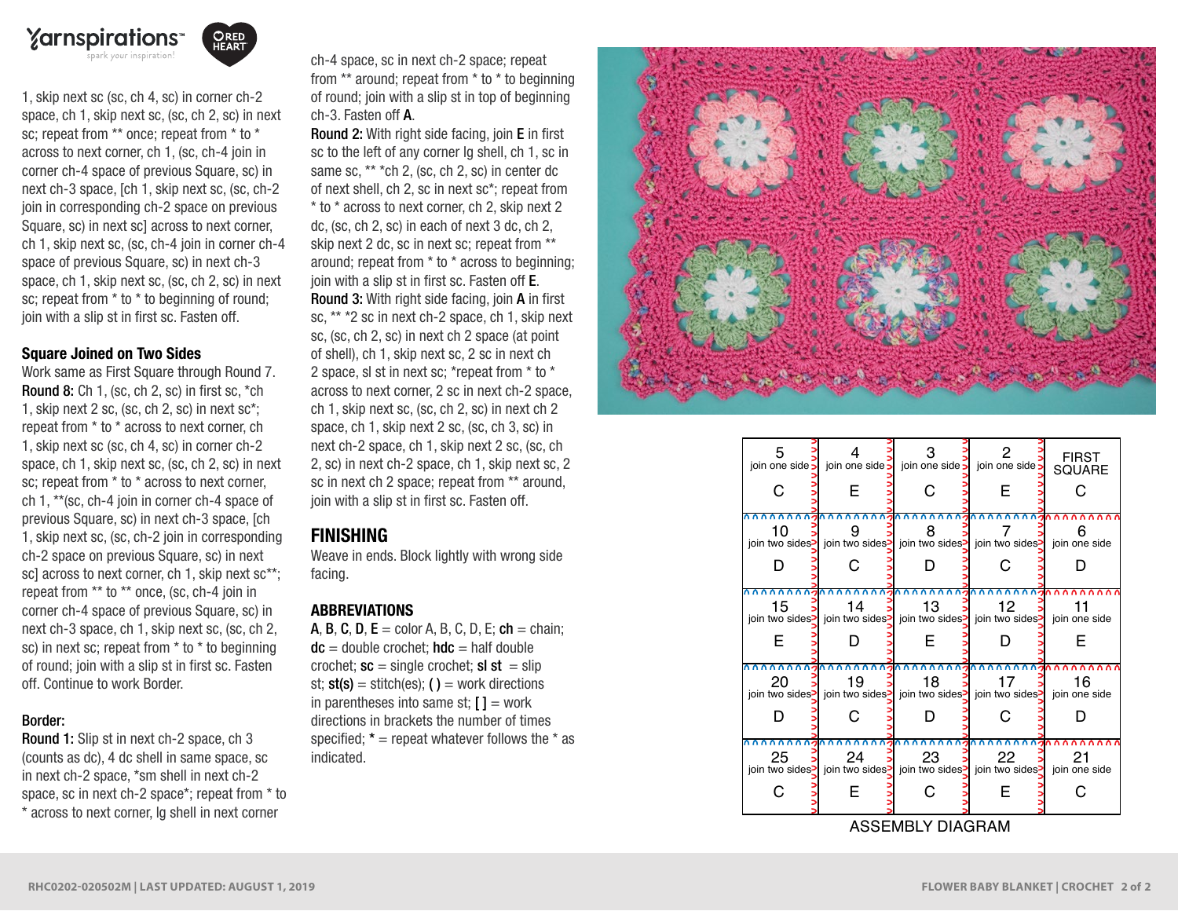1, skip next sc (sc, ch 4, sc) in corner ch-2 space, ch 1, skip next sc, (sc, ch 2, sc) in next sc; repeat from ** once; repeat from * to * across to next corner, ch 1, (sc, ch-4 join in corner ch-4 space of previous Square, sc) in next ch-3 space, [ch 1, skip next sc, (sc, ch-2 join in corresponding ch-2 space on previous Square, sc) in next sc] across to next corner, ch 1, skip next sc, (sc, ch-4 join in corner ch-4 space of previous Square, sc) in next ch-3 space, ch 1, skip next sc, (sc, ch 2, sc) in next sc; repeat from * to * to beginning of round; join with a slip st in first sc. Fasten off.

**Square Joined on Two Sides**

Work same as First Square through Round 7.

**Round 8:** Ch 1, (sc, ch 2, sc) in first sc, *ch 1, skip next 2 sc, (sc, ch 2, sc) in next sc*; repeat from * to * across to next corner, ch 1, skip next sc (sc, ch 4, sc) in corner ch-2 space, ch 1, skip next sc, (sc, ch 2, sc) in next sc; repeat from * to * across to next corner, ch 1, **(sc, ch-4 join in corner ch-4 space of previous Square, sc) in next ch-3 space, [ch 1, skip next sc, (sc, ch-2 join in corresponding ch-2 space on previous Square, sc) in next sc] across to next corner, ch 1, skip next sc**; repeat from ** to ** once, (sc, ch-4 join in corner ch-4 space of previous Square, sc) in next ch-3 space, ch 1, skip next sc, (sc, ch 2, sc) in next sc; repeat from * to * to beginning of round; join with a slip st in first sc. Fasten off. Continue to work Border.

**Border:**

**Round 1:** Slip st in next ch-2 space, ch 3 (counts as dc), 4 dc shell in same space, sc in next ch-2 space, *sm shell in next ch-2 space, sc in next ch-2 space*; repeat from * to * across to next corner, lg shell in next corner ch-4 space, sc in next ch-2 space; repeat from ** around; repeat from * to * to beginning of round; join with a slip st in top of beginning ch-3. Fasten off **A**.

**Round 2:** With right side facing, join **E** in first sc to the left of any corner lg shell, ch 1, sc in same sc, ** *ch 2, (sc, ch 2, sc) in center dc of next shell, ch 2, sc in next sc*; repeat from * to * across to next corner, ch 2, skip next 2 dc, (sc, ch 2, sc) in each of next 3 dc, ch 2, skip next 2 dc, sc in next sc; repeat from ** around; repeat from * to * across to beginning; join with a slip st in first sc. Fasten off **E**.

**Round 3:** With right side facing, join **A** in first sc, ** *2 sc in next ch-2 space, ch 1, skip next sc, (sc, ch 2, sc) in next ch 2 space (at point of shell), ch 1, skip next sc, 2 sc in next ch 2 space, sl st in next sc; *repeat from * to * across to next corner, 2 sc in next ch-2 space, ch 1, skip next sc, (sc, ch 2, sc) in next ch 2 space, ch 1, skip next 2 sc, (sc, ch 3, sc) in next ch-2 space, ch 1, skip next 2 sc, (sc, ch 2, sc) in next ch-2 space, ch 1, skip next sc, 2 sc in next ch 2 space; repeat from ** around, join with a slip st in first sc. Fasten off.

## FINISHING

Weave in ends. Block lightly with wrong side facing.

## ABBREVIATIONS

**A**, **B**, **C**, **D**, **E** = color A, B, C, D, E; **ch** = chain; **dc** = double crochet; **hdc** = half double crochet; **sc** = single crochet; **sl st** = slip st; **st(s)** = stitch(es); **( )** = work directions in parentheses into same st; **[ ]** = work directions in brackets the number of times specified; ***** = repeat whatever follows the * as indicated.

| | | | | |
|---|---|---|---|---|
| 5 join one side C | 4 join one side E | 3 join one side C | 2 join one side E | FIRST SQUARE C |
| 10 join two sides D | 9 join two sides C | 8 join two sides D | 7 join two sides C | 6 join one side D |
| 15 join two sides E | 14 join two sides D | 13 join two sides E | 12 join two sides D | 11 join one side E |
| 20 join two sides D | 19 join two sides C | 18 join two sides D | 17 join two sides C | 16 join one side D |
| 25 join two sides C | 24 join two sides E | 23 join two sides C | 22 join two sides E | 21 join one side C |

ASSEMBLY DIAGRAM